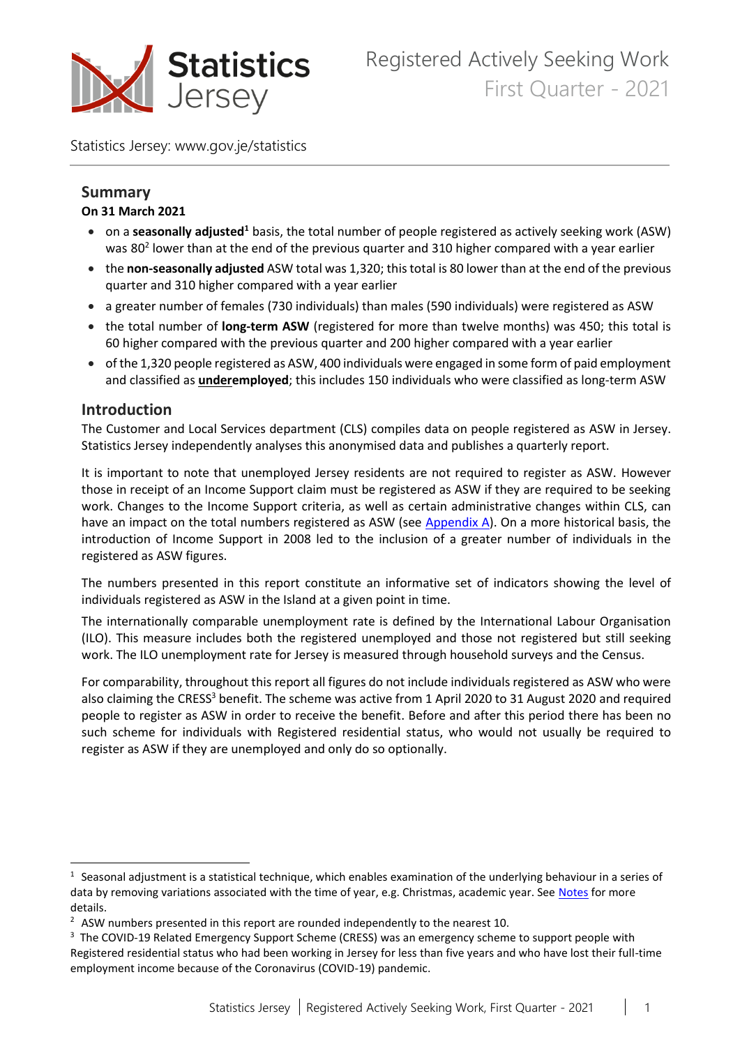# Registered Actively Seeking Work
## First Quarter - 2021

Statistics Jersey: www.gov.je/statistics

## Summary

**On 31 March 2021**

- on a **seasonally adjusted**[1] basis, the total number of people registered as actively seeking work (ASW) was 80[2] lower than at the end of the previous quarter and 310 higher compared with a year earlier
- the **non-seasonally adjusted** ASW total was 1,320; this total is 80 lower than at the end of the previous quarter and 310 higher compared with a year earlier
- a greater number of females (730 individuals) than males (590 individuals) were registered as ASW
- the total number of **long-term ASW** (registered for more than twelve months) was 450; this total is 60 higher compared with the previous quarter and 200 higher compared with a year earlier
- of the 1,320 people registered as ASW, 400 individuals were engaged in some form of paid employment and classified as **underemployed**; this includes 150 individuals who were classified as long-term ASW

## Introduction

The Customer and Local Services department (CLS) compiles data on people registered as ASW in Jersey. Statistics Jersey independently analyses this anonymised data and publishes a quarterly report.

It is important to note that unemployed Jersey residents are not required to register as ASW. However those in receipt of an Income Support claim must be registered as ASW if they are required to be seeking work. Changes to the Income Support criteria, as well as certain administrative changes within CLS, can have an impact on the total numbers registered as ASW (see Appendix A). On a more historical basis, the introduction of Income Support in 2008 led to the inclusion of a greater number of individuals in the registered as ASW figures.

The numbers presented in this report constitute an informative set of indicators showing the level of individuals registered as ASW in the Island at a given point in time.

The internationally comparable unemployment rate is defined by the International Labour Organisation (ILO). This measure includes both the registered unemployed and those not registered but still seeking work. The ILO unemployment rate for Jersey is measured through household surveys and the Census.

For comparability, throughout this report all figures do not include individuals registered as ASW who were also claiming the CRESS[3] benefit. The scheme was active from 1 April 2020 to 31 August 2020 and required people to register as ASW in order to receive the benefit. Before and after this period there has been no such scheme for individuals with Registered residential status, who would not usually be required to register as ASW if they are unemployed and only do so optionally.

---

[1] Seasonal adjustment is a statistical technique, which enables examination of the underlying behaviour in a series of data by removing variations associated with the time of year, e.g. Christmas, academic year. See Notes for more details.

[2] ASW numbers presented in this report are rounded independently to the nearest 10.

[3] The COVID-19 Related Emergency Support Scheme (CRESS) was an emergency scheme to support people with Registered residential status who had been working in Jersey for less than five years and who have lost their full-time employment income because of the Coronavirus (COVID-19) pandemic.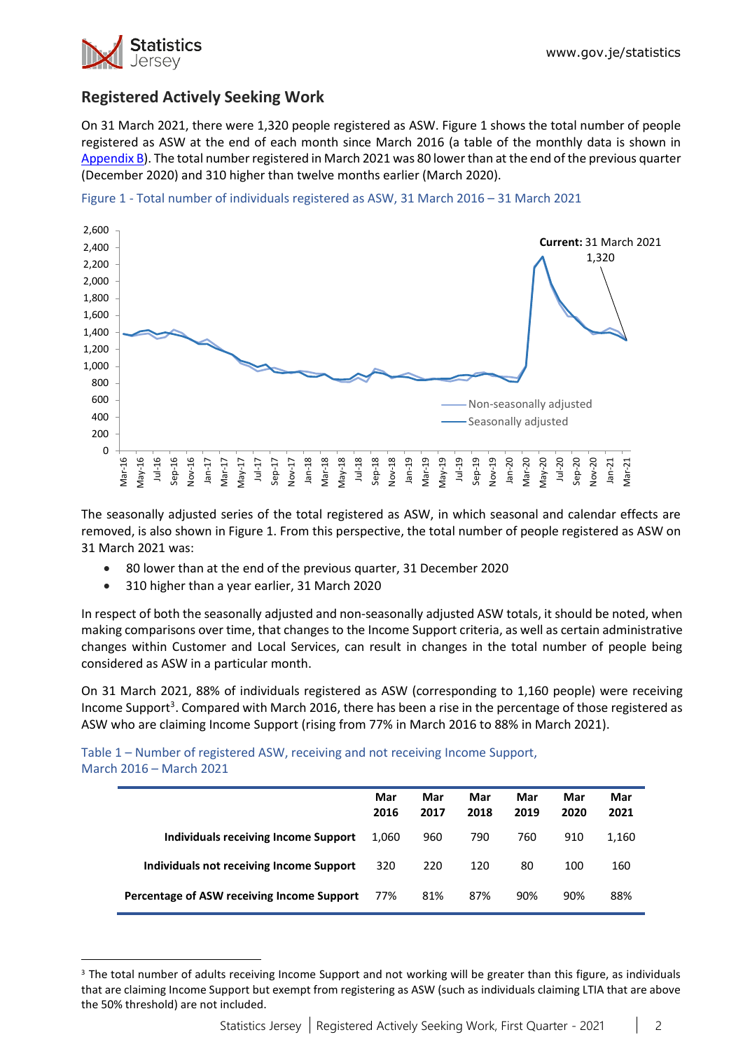## Registered Actively Seeking Work

On 31 March 2021, there were 1,320 people registered as ASW. Figure 1 shows the total number of people registered as ASW at the end of each month since March 2016 (a table of the monthly data is shown in Appendix B). The total number registered in March 2021 was 80 lower than at the end of the previous quarter (December 2020) and 310 higher than twelve months earlier (March 2020).

Figure 1 - Total number of individuals registered as ASW, 31 March 2016 – 31 March 2021

The seasonally adjusted series of the total registered as ASW, in which seasonal and calendar effects are removed, is also shown in Figure 1. From this perspective, the total number of people registered as ASW on 31 March 2021 was:

- 80 lower than at the end of the previous quarter, 31 December 2020
- 310 higher than a year earlier, 31 March 2020

In respect of both the seasonally adjusted and non-seasonally adjusted ASW totals, it should be noted, when making comparisons over time, that changes to the Income Support criteria, as well as certain administrative changes within Customer and Local Services, can result in changes in the total number of people being considered as ASW in a particular month.

On 31 March 2021, 88% of individuals registered as ASW (corresponding to 1,160 people) were receiving Income Support[3]. Compared with March 2016, there has been a rise in the percentage of those registered as ASW who are claiming Income Support (rising from 77% in March 2016 to 88% in March 2021).

Table 1 – Number of registered ASW, receiving and not receiving Income Support, March 2016 – March 2021

| | Mar 2016 | Mar 2017 | Mar 2018 | Mar 2019 | Mar 2020 | Mar 2021 |
|---|---|---|---|---|---|---|
| **Individuals receiving Income Support** | 1,060 | 960 | 790 | 760 | 910 | 1,160 |
| **Individuals not receiving Income Support** | 320 | 220 | 120 | 80 | 100 | 160 |
| **Percentage of ASW receiving Income Support** | 77% | 81% | 87% | 90% | 90% | 88% |

[3] The total number of adults receiving Income Support and not working will be greater than this figure, as individuals that are claiming Income Support but exempt from registering as ASW (such as individuals claiming LTIA that are above the 50% threshold) are not included.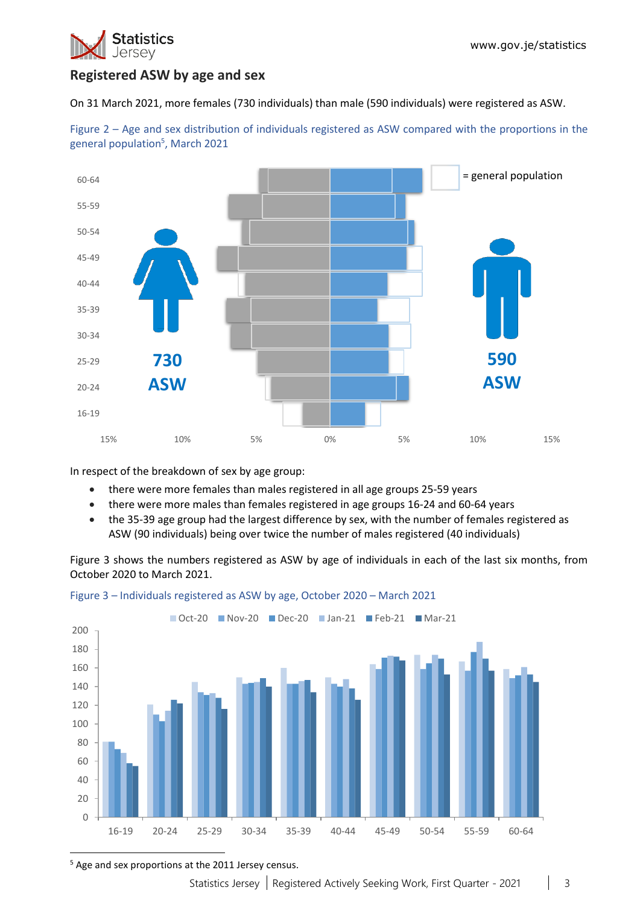## Registered ASW by age and sex

On 31 March 2021, more females (730 individuals) than male (590 individuals) were registered as ASW.

Figure 2 – Age and sex distribution of individuals registered as ASW compared with the proportions in the general population[5], March 2021

In respect of the breakdown of sex by age group:

- there were more females than males registered in all age groups 25-59 years
- there were more males than females registered in age groups 16-24 and 60-64 years
- the 35-39 age group had the largest difference by sex, with the number of females registered as ASW (90 individuals) being over twice the number of males registered (40 individuals)

Figure 3 shows the numbers registered as ASW by age of individuals in each of the last six months, from October 2020 to March 2021.

Figure 3 – Individuals registered as ASW by age, October 2020 – March 2021

[5] Age and sex proportions at the 2011 Jersey census.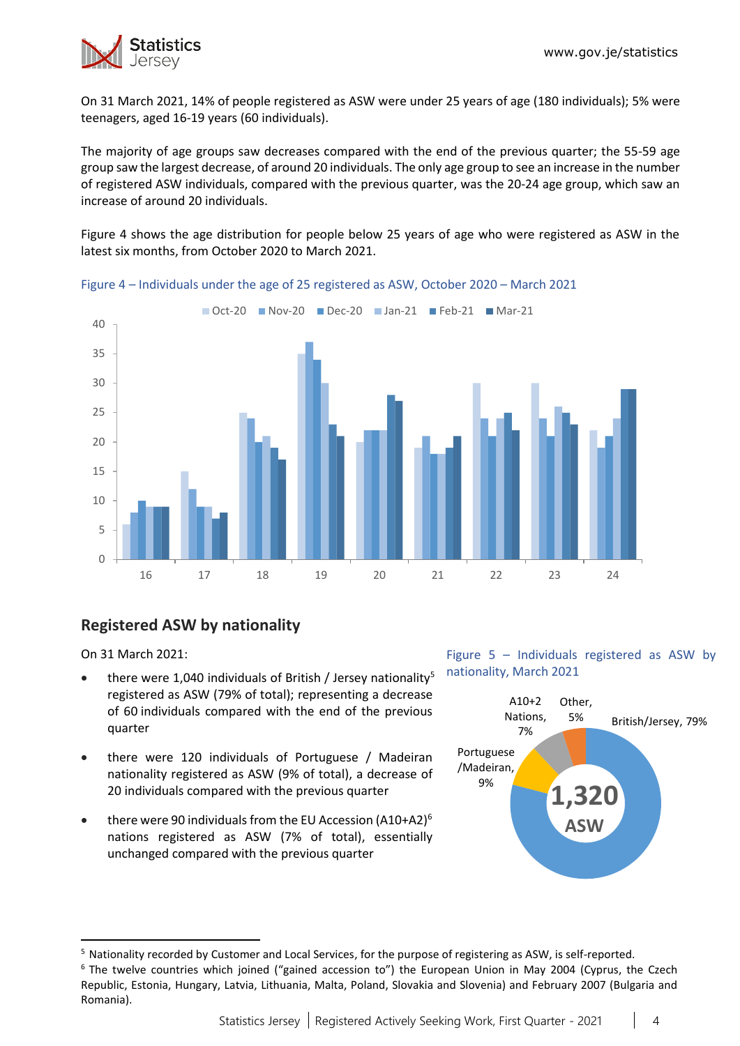On 31 March 2021, 14% of people registered as ASW were under 25 years of age (180 individuals); 5% were teenagers, aged 16-19 years (60 individuals).

The majority of age groups saw decreases compared with the end of the previous quarter; the 55-59 age group saw the largest decrease, of around 20 individuals. The only age group to see an increase in the number of registered ASW individuals, compared with the previous quarter, was the 20-24 age group, which saw an increase of around 20 individuals.

Figure 4 shows the age distribution for people below 25 years of age who were registered as ASW in the latest six months, from October 2020 to March 2021.

Figure 4 – Individuals under the age of 25 registered as ASW, October 2020 – March 2021

## Registered ASW by nationality

On 31 March 2021:

- there were 1,040 individuals of British / Jersey nationality[5] registered as ASW (79% of total); representing a decrease of 60 individuals compared with the end of the previous quarter
- there were 120 individuals of Portuguese / Madeiran nationality registered as ASW (9% of total), a decrease of 20 individuals compared with the previous quarter
- there were 90 individuals from the EU Accession (A10+A2)[6] nations registered as ASW (7% of total), essentially unchanged compared with the previous quarter

Figure 5 – Individuals registered as ASW by nationality, March 2021

[5] Nationality recorded by Customer and Local Services, for the purpose of registering as ASW, is self-reported.

[6] The twelve countries which joined ("gained accession to") the European Union in May 2004 (Cyprus, the Czech Republic, Estonia, Hungary, Latvia, Lithuania, Malta, Poland, Slovakia and Slovenia) and February 2007 (Bulgaria and Romania).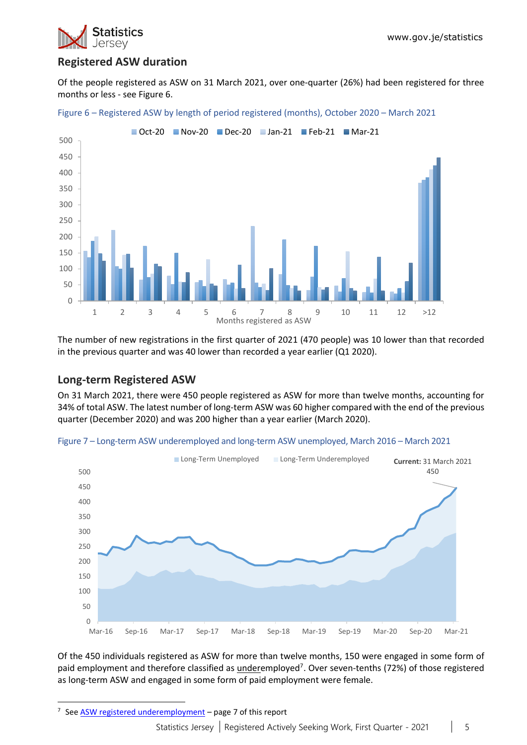## Registered ASW duration

Of the people registered as ASW on 31 March 2021, over one-quarter (26%) had been registered for three months or less - see Figure 6.

Figure 6 – Registered ASW by length of period registered (months), October 2020 – March 2021

The number of new registrations in the first quarter of 2021 (470 people) was 10 lower than that recorded in the previous quarter and was 40 lower than recorded a year earlier (Q1 2020).

## Long-term Registered ASW

On 31 March 2021, there were 450 people registered as ASW for more than twelve months, accounting for 34% of total ASW. The latest number of long-term ASW was 60 higher compared with the end of the previous quarter (December 2020) and was 200 higher than a year earlier (March 2020).

Figure 7 – Long-term ASW underemployed and long-term ASW unemployed, March 2016 – March 2021

Of the 450 individuals registered as ASW for more than twelve months, 150 were engaged in some form of paid employment and therefore classified as underemployed[7]. Over seven-tenths (72%) of those registered as long-term ASW and engaged in some form of paid employment were female.

[7] See ASW registered underemployment – page 7 of this report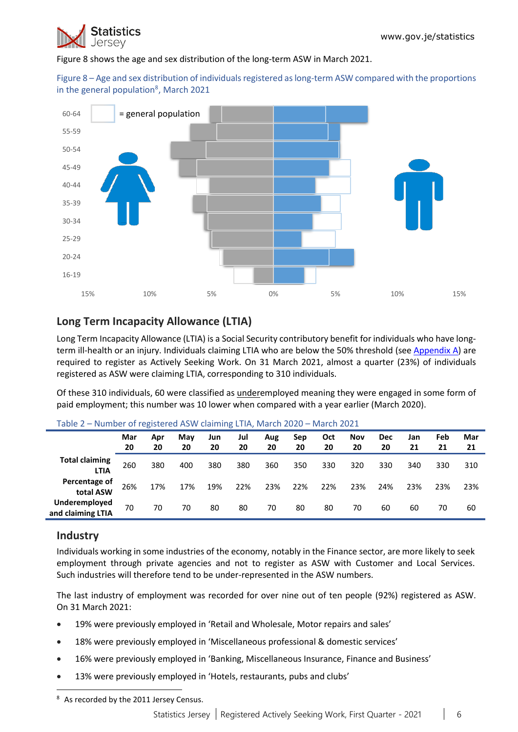Figure 8 shows the age and sex distribution of the long-term ASW in March 2021.

Figure 8 – Age and sex distribution of individuals registered as long-term ASW compared with the proportions in the general population[8], March 2021

## Long Term Incapacity Allowance (LTIA)

Long Term Incapacity Allowance (LTIA) is a Social Security contributory benefit for individuals who have long-term ill-health or an injury. Individuals claiming LTIA who are below the 50% threshold (see Appendix A) are required to register as Actively Seeking Work. On 31 March 2021, almost a quarter (23%) of individuals registered as ASW were claiming LTIA, corresponding to 310 individuals.

Of these 310 individuals, 60 were classified as underemployed meaning they were engaged in some form of paid employment; this number was 10 lower when compared with a year earlier (March 2020).

Table 2 – Number of registered ASW claiming LTIA, March 2020 – March 2021

| | Mar 20 | Apr 20 | May 20 | Jun 20 | Jul 20 | Aug 20 | Sep 20 | Oct 20 | Nov 20 | Dec 20 | Jan 21 | Feb 21 | Mar 21 |
|---|---|---|---|---|---|---|---|---|---|---|---|---|---|
| **Total claiming LTIA** | 260 | 380 | 400 | 380 | 380 | 360 | 350 | 330 | 320 | 330 | 340 | 330 | 310 |
| **Percentage of total ASW** | 26% | 17% | 17% | 19% | 22% | 23% | 22% | 22% | 23% | 24% | 23% | 23% | 23% |
| **Underemployed and claiming LTIA** | 70 | 70 | 70 | 80 | 80 | 70 | 80 | 80 | 70 | 60 | 60 | 70 | 60 |

## Industry

Individuals working in some industries of the economy, notably in the Finance sector, are more likely to seek employment through private agencies and not to register as ASW with Customer and Local Services. Such industries will therefore tend to be under-represented in the ASW numbers.

The last industry of employment was recorded for over nine out of ten people (92%) registered as ASW. On 31 March 2021:

- 19% were previously employed in 'Retail and Wholesale, Motor repairs and sales'
- 18% were previously employed in 'Miscellaneous professional & domestic services'
- 16% were previously employed in 'Banking, Miscellaneous Insurance, Finance and Business'
- 13% were previously employed in 'Hotels, restaurants, pubs and clubs'

[8] As recorded by the 2011 Jersey Census.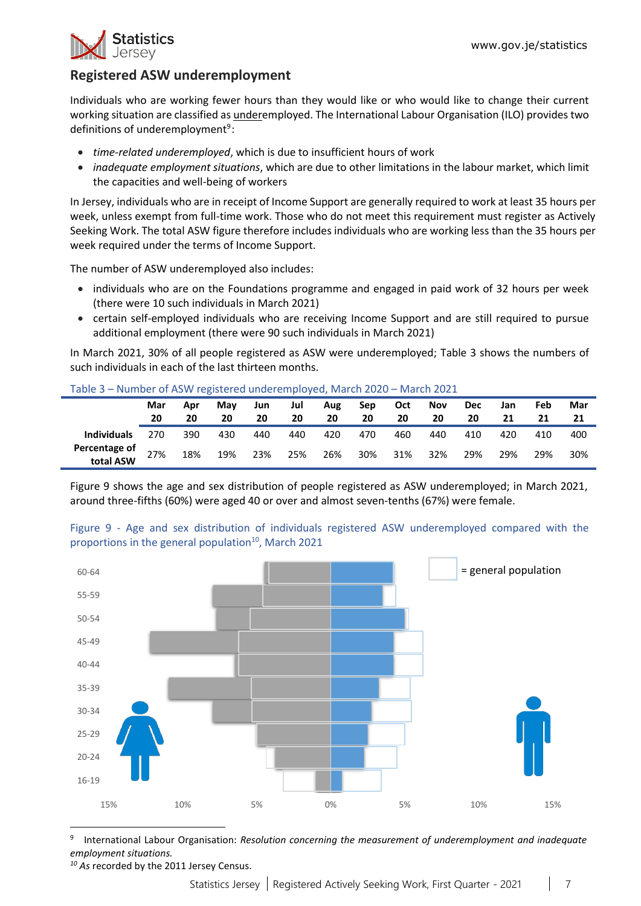## Registered ASW underemployment

Individuals who are working fewer hours than they would like or who would like to change their current working situation are classified as underemployed. The International Labour Organisation (ILO) provides two definitions of underemployment[9]:

- *time-related underemployed*, which is due to insufficient hours of work
- *inadequate employment situations*, which are due to other limitations in the labour market, which limit the capacities and well-being of workers

In Jersey, individuals who are in receipt of Income Support are generally required to work at least 35 hours per week, unless exempt from full-time work. Those who do not meet this requirement must register as Actively Seeking Work. The total ASW figure therefore includes individuals who are working less than the 35 hours per week required under the terms of Income Support.

The number of ASW underemployed also includes:

- individuals who are on the Foundations programme and engaged in paid work of 32 hours per week (there were 10 such individuals in March 2021)
- certain self-employed individuals who are receiving Income Support and are still required to pursue additional employment (there were 90 such individuals in March 2021)

In March 2021, 30% of all people registered as ASW were underemployed; Table 3 shows the numbers of such individuals in each of the last thirteen months.

Table 3 – Number of ASW registered underemployed, March 2020 – March 2021

| | Mar 20 | Apr 20 | May 20 | Jun 20 | Jul 20 | Aug 20 | Sep 20 | Oct 20 | Nov 20 | Dec 20 | Jan 21 | Feb 21 | Mar 21 |
|---|---|---|---|---|---|---|---|---|---|---|---|---|---|
| **Individuals** | 270 | 390 | 430 | 440 | 440 | 420 | 470 | 460 | 440 | 410 | 420 | 410 | 400 |
| **Percentage of total ASW** | 27% | 18% | 19% | 23% | 25% | 26% | 30% | 31% | 32% | 29% | 29% | 29% | 30% |

Figure 9 shows the age and sex distribution of people registered as ASW underemployed; in March 2021, around three-fifths (60%) were aged 40 or over and almost seven-tenths (67%) were female.

Figure 9 - Age and sex distribution of individuals registered ASW underemployed compared with the proportions in the general population[10], March 2021

---

[9] International Labour Organisation: *Resolution concerning the measurement of underemployment and inadequate employment situations.*

[10] *As* recorded by the 2011 Jersey Census.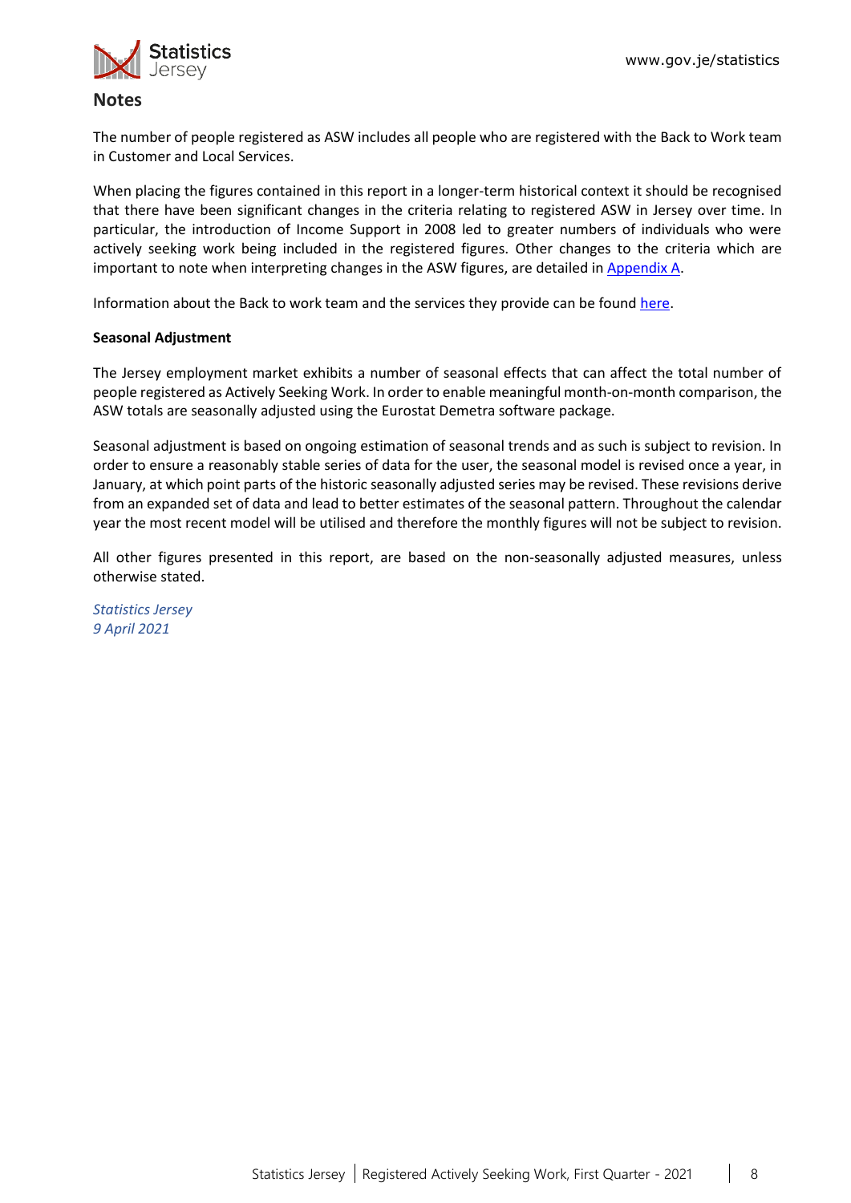## Notes

The number of people registered as ASW includes all people who are registered with the Back to Work team in Customer and Local Services.

When placing the figures contained in this report in a longer-term historical context it should be recognised that there have been significant changes in the criteria relating to registered ASW in Jersey over time. In particular, the introduction of Income Support in 2008 led to greater numbers of individuals who were actively seeking work being included in the registered figures. Other changes to the criteria which are important to note when interpreting changes in the ASW figures, are detailed in Appendix A.

Information about the Back to work team and the services they provide can be found here.

**Seasonal Adjustment**

The Jersey employment market exhibits a number of seasonal effects that can affect the total number of people registered as Actively Seeking Work. In order to enable meaningful month-on-month comparison, the ASW totals are seasonally adjusted using the Eurostat Demetra software package.

Seasonal adjustment is based on ongoing estimation of seasonal trends and as such is subject to revision. In order to ensure a reasonably stable series of data for the user, the seasonal model is revised once a year, in January, at which point parts of the historic seasonally adjusted series may be revised. These revisions derive from an expanded set of data and lead to better estimates of the seasonal pattern. Throughout the calendar year the most recent model will be utilised and therefore the monthly figures will not be subject to revision.

All other figures presented in this report, are based on the non-seasonally adjusted measures, unless otherwise stated.

*Statistics Jersey*
*9 April 2021*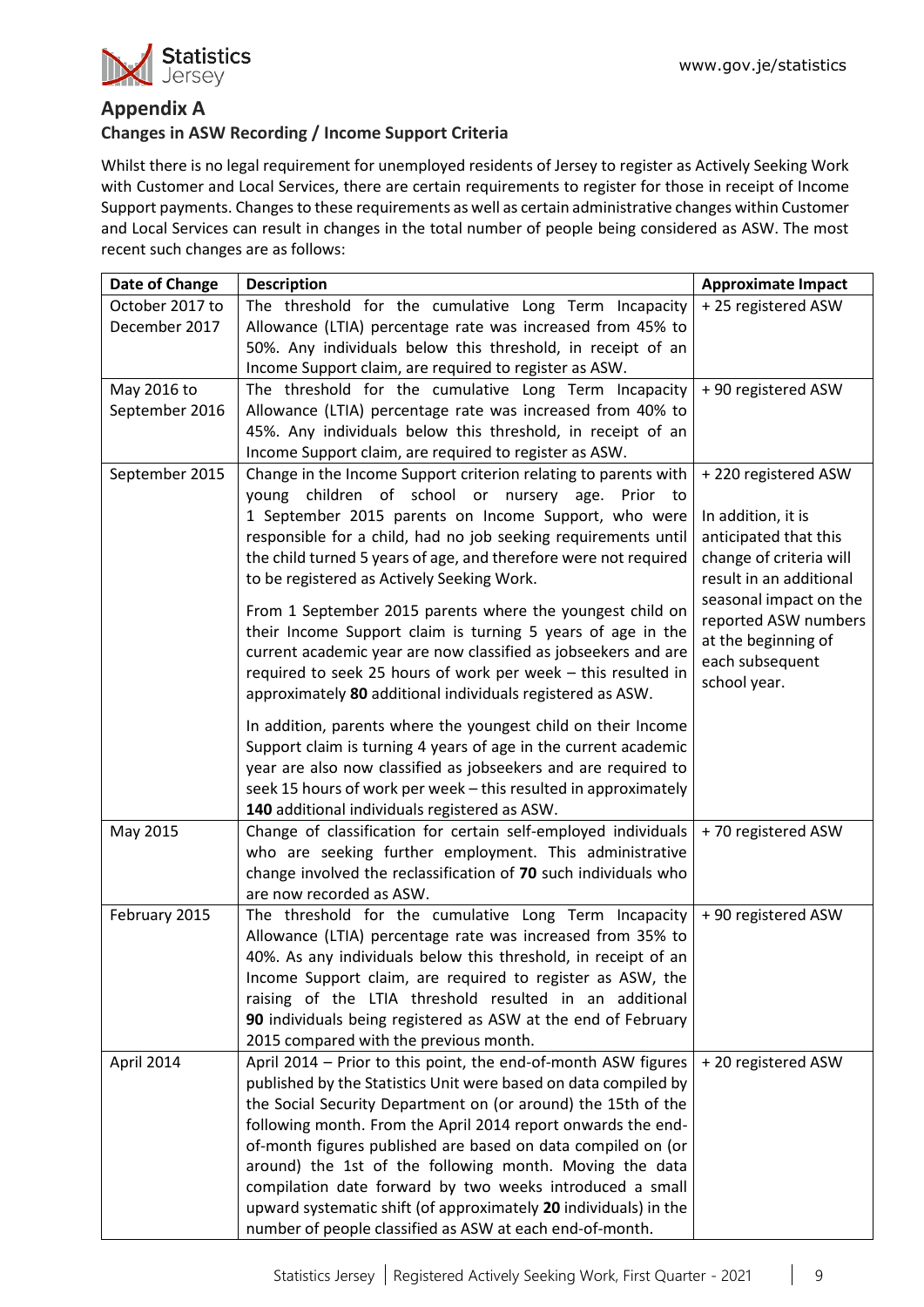## Appendix A

### Changes in ASW Recording / Income Support Criteria

Whilst there is no legal requirement for unemployed residents of Jersey to register as Actively Seeking Work with Customer and Local Services, there are certain requirements to register for those in receipt of Income Support payments. Changes to these requirements as well as certain administrative changes within Customer and Local Services can result in changes in the total number of people being considered as ASW. The most recent such changes are as follows:

| Date of Change | Description | Approximate Impact |
|---|---|---|
| October 2017 to December 2017 | The threshold for the cumulative Long Term Incapacity Allowance (LTIA) percentage rate was increased from 45% to 50%. Any individuals below this threshold, in receipt of an Income Support claim, are required to register as ASW. | + 25 registered ASW |
| May 2016 to September 2016 | The threshold for the cumulative Long Term Incapacity Allowance (LTIA) percentage rate was increased from 40% to 45%. Any individuals below this threshold, in receipt of an Income Support claim, are required to register as ASW. | + 90 registered ASW |
| September 2015 | Change in the Income Support criterion relating to parents with young children of school or nursery age. Prior to 1 September 2015 parents on Income Support, who were responsible for a child, had no job seeking requirements until the child turned 5 years of age, and therefore were not required to be registered as Actively Seeking Work.<br><br>From 1 September 2015 parents where the youngest child on their Income Support claim is turning 5 years of age in the current academic year are now classified as jobseekers and are required to seek 25 hours of work per week – this resulted in approximately **80** additional individuals registered as ASW.<br><br>In addition, parents where the youngest child on their Income Support claim is turning 4 years of age in the current academic year are also now classified as jobseekers and are required to seek 15 hours of work per week – this resulted in approximately **140** additional individuals registered as ASW. | + 220 registered ASW<br><br>In addition, it is anticipated that this change of criteria will result in an additional seasonal impact on the reported ASW numbers at the beginning of each subsequent school year. |
| May 2015 | Change of classification for certain self-employed individuals who are seeking further employment. This administrative change involved the reclassification of **70** such individuals who are now recorded as ASW. | + 70 registered ASW |
| February 2015 | The threshold for the cumulative Long Term Incapacity Allowance (LTIA) percentage rate was increased from 35% to 40%. As any individuals below this threshold, in receipt of an Income Support claim, are required to register as ASW, the raising of the LTIA threshold resulted in an additional **90** individuals being registered as ASW at the end of February 2015 compared with the previous month. | + 90 registered ASW |
| April 2014 | April 2014 – Prior to this point, the end-of-month ASW figures published by the Statistics Unit were based on data compiled by the Social Security Department on (or around) the 15th of the following month. From the April 2014 report onwards the end-of-month figures published are based on data compiled on (or around) the 1st of the following month. Moving the data compilation date forward by two weeks introduced a small upward systematic shift (of approximately **20** individuals) in the number of people classified as ASW at each end-of-month. | + 20 registered ASW |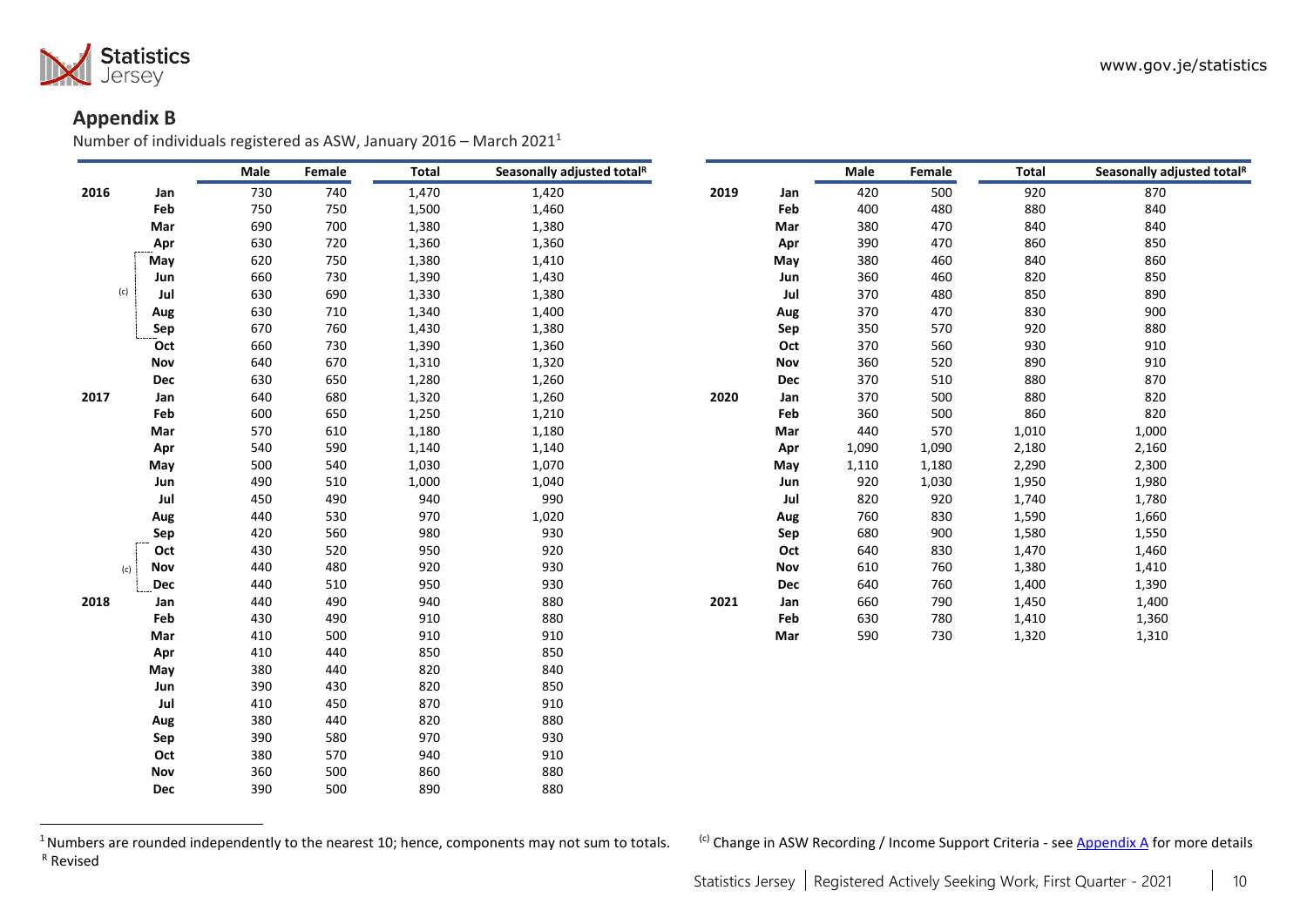## Appendix B

Number of individuals registered as ASW, January 2016 – March 2021[1]

| Year | Month | Male | Female | Total | Seasonally adjusted total[R] |
|---|---|---|---|---|---|
| 2016 | Jan | 730 | 740 | 1,470 | 1,420 |
| | Feb | 750 | 750 | 1,500 | 1,460 |
| | Mar | 690 | 700 | 1,380 | 1,380 |
| | Apr | 630 | 720 | 1,360 | 1,360 |
| | May | 620 | 750 | 1,380 | 1,410 |
| | Jun | 660 | 730 | 1,390 | 1,430 |
| (c) | Jul | 630 | 690 | 1,330 | 1,380 |
| | Aug | 630 | 710 | 1,340 | 1,400 |
| | Sep | 670 | 760 | 1,430 | 1,380 |
| | Oct | 660 | 730 | 1,390 | 1,360 |
| | Nov | 640 | 670 | 1,310 | 1,320 |
| | Dec | 630 | 650 | 1,280 | 1,260 |
| 2017 | Jan | 640 | 680 | 1,320 | 1,260 |
| | Feb | 600 | 650 | 1,250 | 1,210 |
| | Mar | 570 | 610 | 1,180 | 1,180 |
| | Apr | 540 | 590 | 1,140 | 1,140 |
| | May | 500 | 540 | 1,030 | 1,070 |
| | Jun | 490 | 510 | 1,000 | 1,040 |
| | Jul | 450 | 490 | 940 | 990 |
| | Aug | 440 | 530 | 970 | 1,020 |
| | Sep | 420 | 560 | 980 | 930 |
| | Oct | 430 | 520 | 950 | 920 |
| (c) | Nov | 440 | 480 | 920 | 930 |
| | Dec | 440 | 510 | 950 | 930 |
| 2018 | Jan | 440 | 490 | 940 | 880 |
| | Feb | 430 | 490 | 910 | 880 |
| | Mar | 410 | 500 | 910 | 910 |
| | Apr | 410 | 440 | 850 | 850 |
| | May | 380 | 440 | 820 | 840 |
| | Jun | 390 | 430 | 820 | 850 |
| | Jul | 410 | 450 | 870 | 910 |
| | Aug | 380 | 440 | 820 | 880 |
| | Sep | 390 | 580 | 970 | 930 |
| | Oct | 380 | 570 | 940 | 910 |
| | Nov | 360 | 500 | 860 | 880 |
| | Dec | 390 | 500 | 890 | 880 |
| 2019 | Jan | 420 | 500 | 920 | 870 |
| | Feb | 400 | 480 | 880 | 840 |
| | Mar | 380 | 470 | 840 | 840 |
| | Apr | 390 | 470 | 860 | 850 |
| | May | 380 | 460 | 840 | 860 |
| | Jun | 360 | 460 | 820 | 850 |
| | Jul | 370 | 480 | 850 | 890 |
| | Aug | 370 | 470 | 830 | 900 |
| | Sep | 350 | 570 | 920 | 880 |
| | Oct | 370 | 560 | 930 | 910 |
| | Nov | 360 | 520 | 890 | 910 |
| | Dec | 370 | 510 | 880 | 870 |
| 2020 | Jan | 370 | 500 | 880 | 820 |
| | Feb | 360 | 500 | 860 | 820 |
| | Mar | 440 | 570 | 1,010 | 1,000 |
| | Apr | 1,090 | 1,090 | 2,180 | 2,160 |
| | May | 1,110 | 1,180 | 2,290 | 2,300 |
| | Jun | 920 | 1,030 | 1,950 | 1,980 |
| | Jul | 820 | 920 | 1,740 | 1,780 |
| | Aug | 760 | 830 | 1,590 | 1,660 |
| | Sep | 680 | 900 | 1,580 | 1,550 |
| | Oct | 640 | 830 | 1,470 | 1,460 |
| | Nov | 610 | 760 | 1,380 | 1,410 |
| | Dec | 640 | 760 | 1,400 | 1,390 |
| 2021 | Jan | 660 | 790 | 1,450 | 1,400 |
| | Feb | 630 | 780 | 1,410 | 1,360 |
| | Mar | 590 | 730 | 1,320 | 1,310 |

[1] Numbers are rounded independently to the nearest 10; hence, components may not sum to totals.

[R] Revised

(c) Change in ASW Recording / Income Support Criteria - see Appendix A for more details